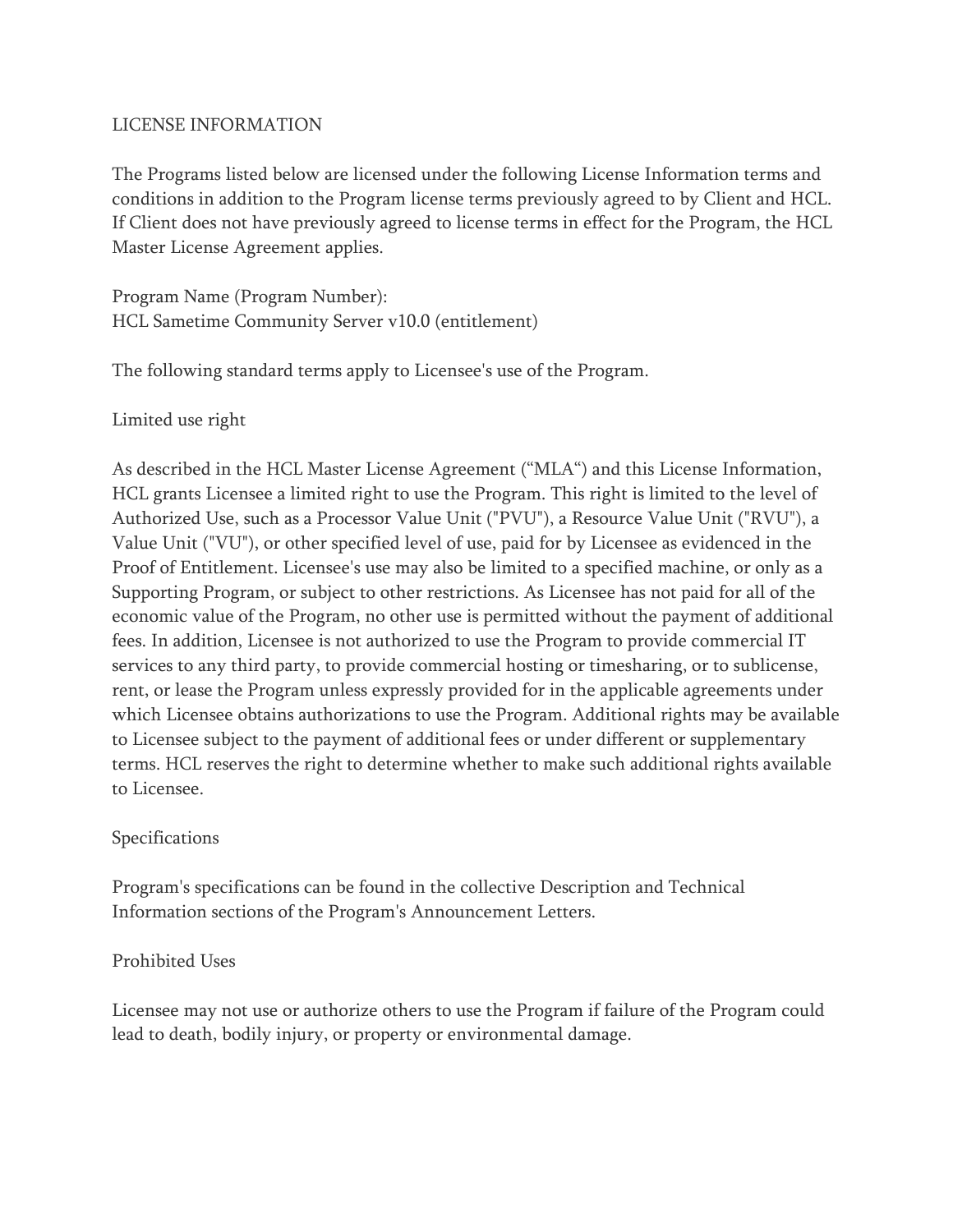# LICENSE INFORMATION

The Programs listed below are licensed under the following License Information terms and conditions in addition to the Program license terms previously agreed to by Client and HCL. If Client does not have previously agreed to license terms in effect for the Program, the HCL Master License Agreement applies.

Program Name (Program Number):
HCL Sametime Community Server v10.0 (entitlement)

The following standard terms apply to Licensee's use of the Program.

## Limited use right

As described in the HCL Master License Agreement ("MLA") and this License Information, HCL grants Licensee a limited right to use the Program. This right is limited to the level of Authorized Use, such as a Processor Value Unit ("PVU"), a Resource Value Unit ("RVU"), a Value Unit ("VU"), or other specified level of use, paid for by Licensee as evidenced in the Proof of Entitlement. Licensee's use may also be limited to a specified machine, or only as a Supporting Program, or subject to other restrictions. As Licensee has not paid for all of the economic value of the Program, no other use is permitted without the payment of additional fees. In addition, Licensee is not authorized to use the Program to provide commercial IT services to any third party, to provide commercial hosting or timesharing, or to sublicense, rent, or lease the Program unless expressly provided for in the applicable agreements under which Licensee obtains authorizations to use the Program. Additional rights may be available to Licensee subject to the payment of additional fees or under different or supplementary terms. HCL reserves the right to determine whether to make such additional rights available to Licensee.

## Specifications

Program's specifications can be found in the collective Description and Technical Information sections of the Program's Announcement Letters.

## Prohibited Uses

Licensee may not use or authorize others to use the Program if failure of the Program could lead to death, bodily injury, or property or environmental damage.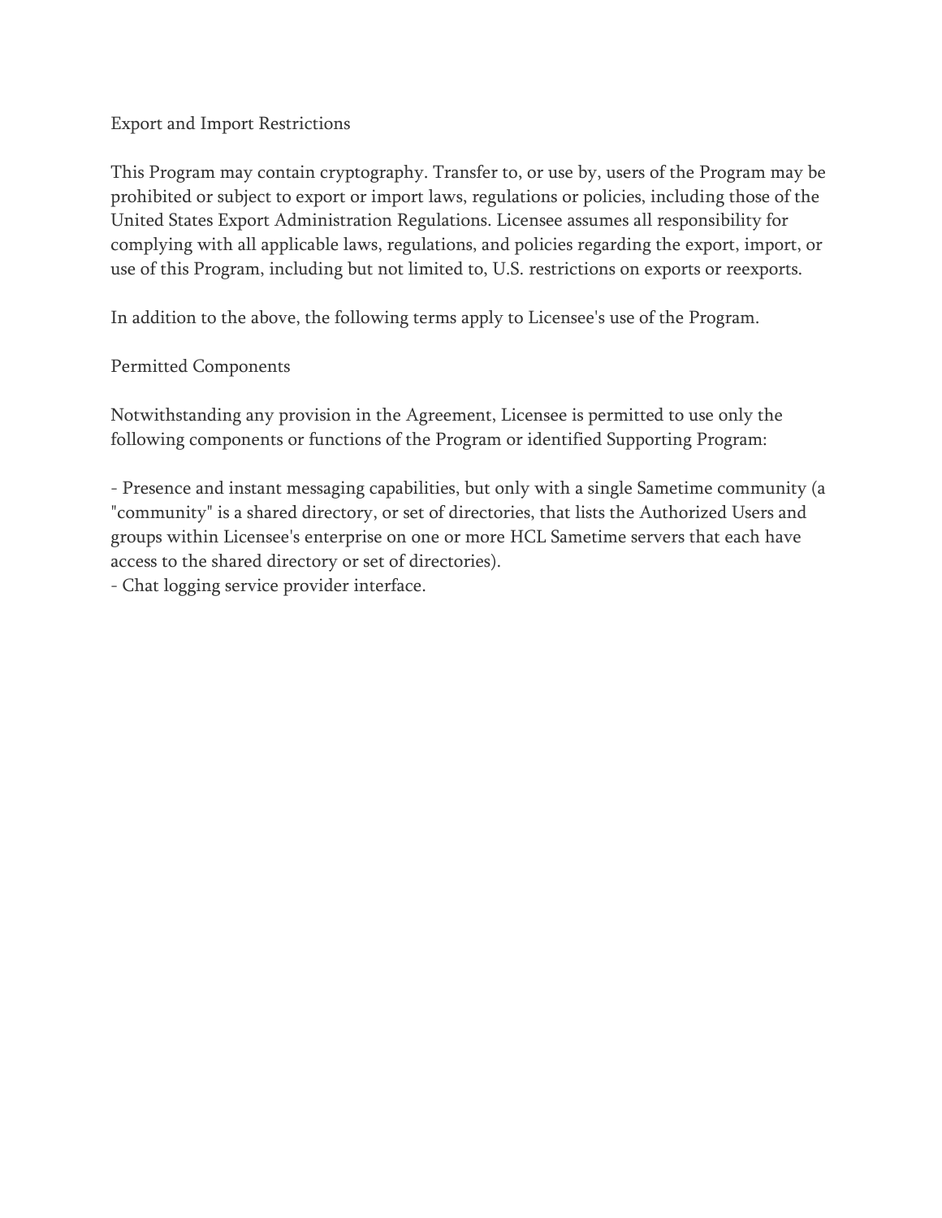## Export and Import Restrictions

This Program may contain cryptography. Transfer to, or use by, users of the Program may be prohibited or subject to export or import laws, regulations or policies, including those of the United States Export Administration Regulations. Licensee assumes all responsibility for complying with all applicable laws, regulations, and policies regarding the export, import, or use of this Program, including but not limited to, U.S. restrictions on exports or reexports.

In addition to the above, the following terms apply to Licensee's use of the Program.

## Permitted Components

Notwithstanding any provision in the Agreement, Licensee is permitted to use only the following components or functions of the Program or identified Supporting Program:

- Presence and instant messaging capabilities, but only with a single Sametime community (a "community" is a shared directory, or set of directories, that lists the Authorized Users and groups within Licensee's enterprise on one or more HCL Sametime servers that each have access to the shared directory or set of directories).
- Chat logging service provider interface.